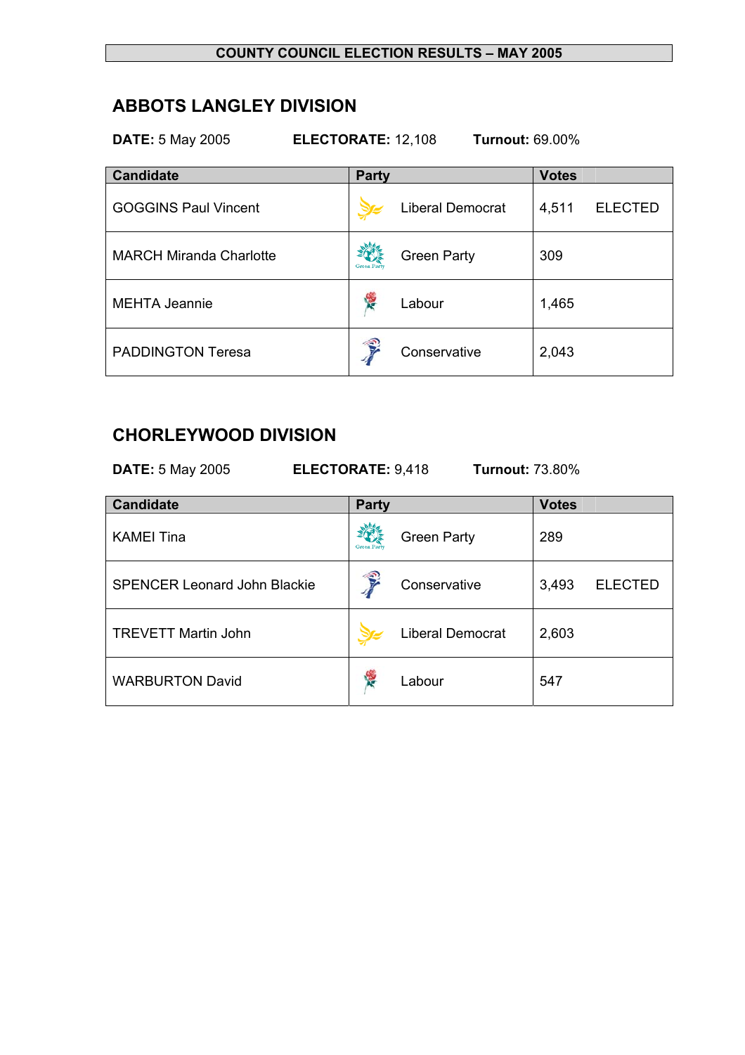**COUNTY COUNCIL ELECTION RESULTS – MAY 2005**

## ABBOTS LANGLEY DIVISION

**DATE:** 5 May 2005 **ELECTORATE:** 12,108 **Turnout:** 69.00%

| Candidate | Party | Votes | |
|---|---|---|---|
| GOGGINS Paul Vincent | Liberal Democrat | 4,511 | ELECTED |
| MARCH Miranda Charlotte | Green Party | 309 | |
| MEHTA Jeannie | Labour | 1,465 | |
| PADDINGTON Teresa | Conservative | 2,043 | |

## CHORLEYWOOD DIVISION

**DATE:** 5 May 2005 **ELECTORATE:** 9,418 **Turnout:** 73.80%

| Candidate | Party | Votes | |
|---|---|---|---|
| KAMEI Tina | Green Party | 289 | |
| SPENCER Leonard John Blackie | Conservative | 3,493 | ELECTED |
| TREVETT Martin John | Liberal Democrat | 2,603 | |
| WARBURTON David | Labour | 547 | |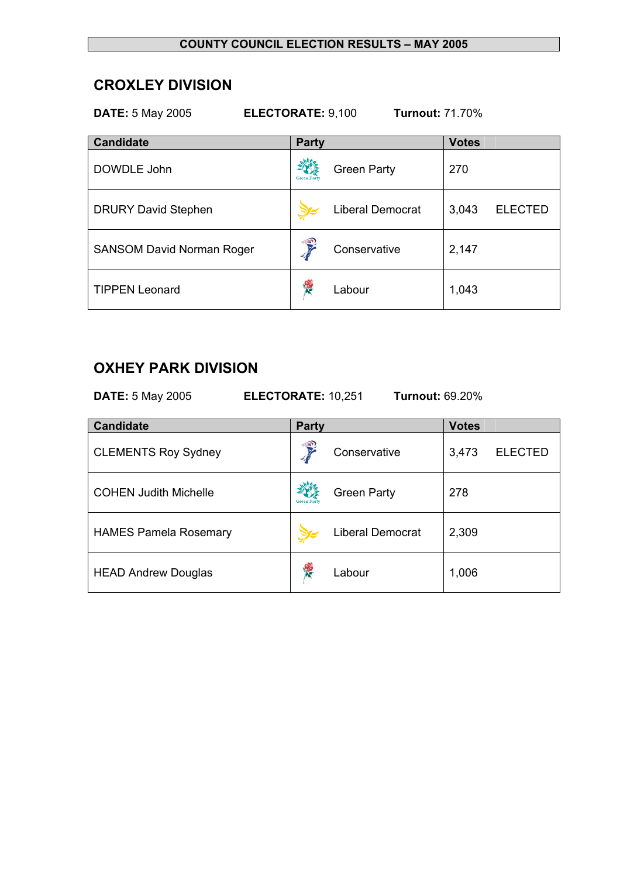**COUNTY COUNCIL ELECTION RESULTS – MAY 2005**

## CROXLEY DIVISION

**DATE:** 5 May 2005 **ELECTORATE:** 9,100 **Turnout:** 71.70%

| Candidate | Party | Votes | |
|---|---|---|---|
| DOWDLE John | Green Party | 270 | |
| DRURY David Stephen | Liberal Democrat | 3,043 | ELECTED |
| SANSOM David Norman Roger | Conservative | 2,147 | |
| TIPPEN Leonard | Labour | 1,043 | |

## OXHEY PARK DIVISION

**DATE:** 5 May 2005 **ELECTORATE:** 10,251 **Turnout:** 69.20%

| Candidate | Party | Votes | |
|---|---|---|---|
| CLEMENTS Roy Sydney | Conservative | 3,473 | ELECTED |
| COHEN Judith Michelle | Green Party | 278 | |
| HAMES Pamela Rosemary | Liberal Democrat | 2,309 | |
| HEAD Andrew Douglas | Labour | 1,006 | |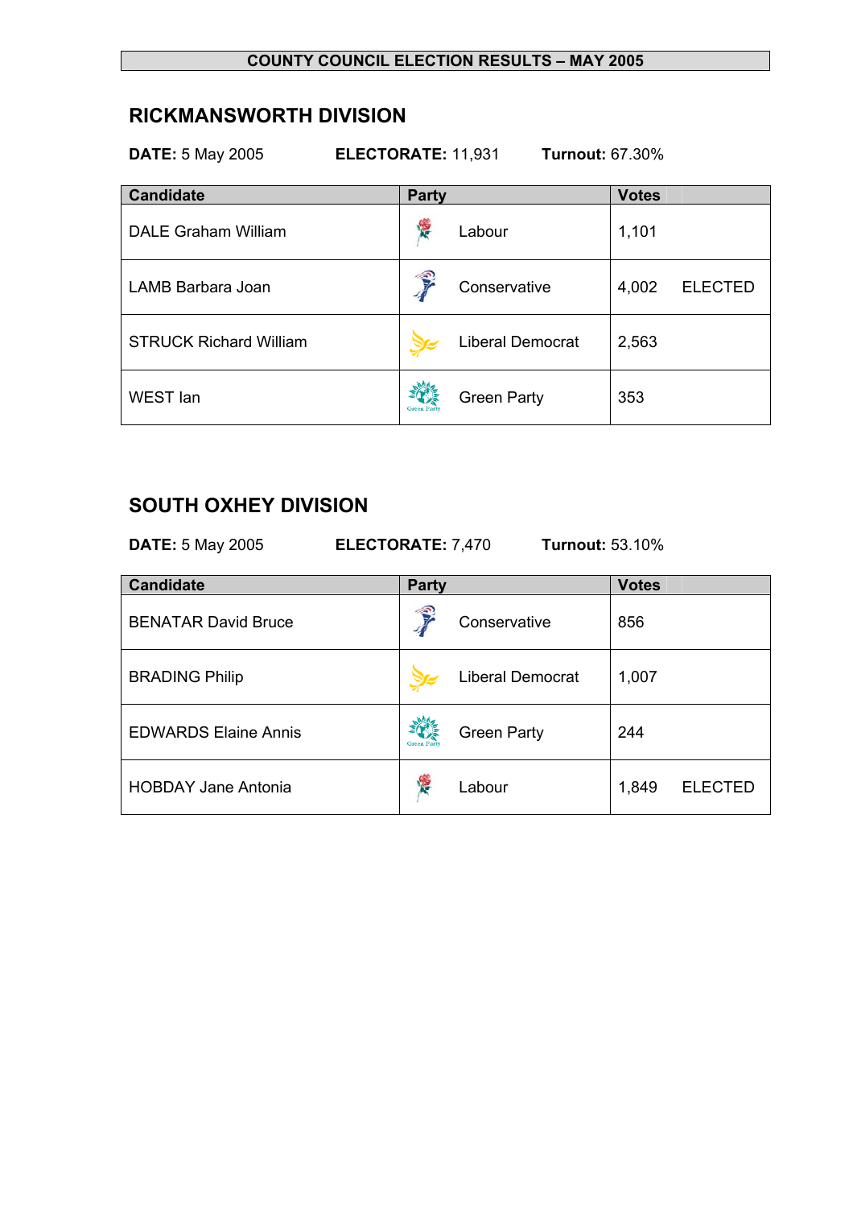**COUNTY COUNCIL ELECTION RESULTS – MAY 2005**

## RICKMANSWORTH DIVISION

**DATE:** 5 May 2005 **ELECTORATE:** 11,931 **Turnout:** 67.30%

| Candidate | Party | Votes | |
|---|---|---|---|
| DALE Graham William | Labour | 1,101 | |
| LAMB Barbara Joan | Conservative | 4,002 | ELECTED |
| STRUCK Richard William | Liberal Democrat | 2,563 | |
| WEST Ian | Green Party | 353 | |

## SOUTH OXHEY DIVISION

**DATE:** 5 May 2005 **ELECTORATE:** 7,470 **Turnout:** 53.10%

| Candidate | Party | Votes | |
|---|---|---|---|
| BENATAR David Bruce | Conservative | 856 | |
| BRADING Philip | Liberal Democrat | 1,007 | |
| EDWARDS Elaine Annis | Green Party | 244 | |
| HOBDAY Jane Antonia | Labour | 1,849 | ELECTED |